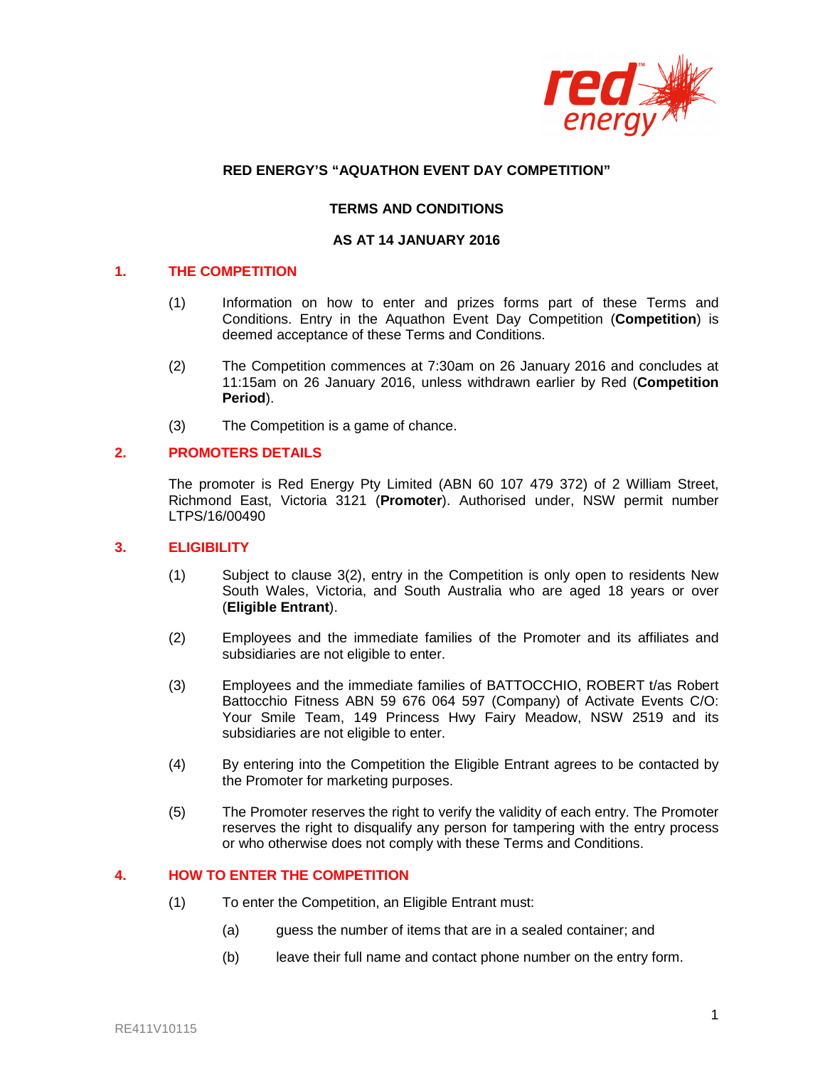**RED ENERGY'S "AQUATHON EVENT DAY COMPETITION"**

**TERMS AND CONDITIONS**

**AS AT 14 JANUARY 2016**

## 1. THE COMPETITION

(1) Information on how to enter and prizes forms part of these Terms and Conditions. Entry in the Aquathon Event Day Competition (**Competition**) is deemed acceptance of these Terms and Conditions.

(2) The Competition commences at 7:30am on 26 January 2016 and concludes at 11:15am on 26 January 2016, unless withdrawn earlier by Red (**Competition Period**).

(3) The Competition is a game of chance.

## 2. PROMOTERS DETAILS

The promoter is Red Energy Pty Limited (ABN 60 107 479 372) of 2 William Street, Richmond East, Victoria 3121 (**Promoter**). Authorised under, NSW permit number LTPS/16/00490

## 3. ELIGIBILITY

(1) Subject to clause 3(2), entry in the Competition is only open to residents New South Wales, Victoria, and South Australia who are aged 18 years or over (**Eligible Entrant**).

(2) Employees and the immediate families of the Promoter and its affiliates and subsidiaries are not eligible to enter.

(3) Employees and the immediate families of BATTOCCHIO, ROBERT t/as Robert Battocchio Fitness ABN 59 676 064 597 (Company) of Activate Events C/O: Your Smile Team, 149 Princess Hwy Fairy Meadow, NSW 2519 and its subsidiaries are not eligible to enter.

(4) By entering into the Competition the Eligible Entrant agrees to be contacted by the Promoter for marketing purposes.

(5) The Promoter reserves the right to verify the validity of each entry. The Promoter reserves the right to disqualify any person for tampering with the entry process or who otherwise does not comply with these Terms and Conditions.

## 4. HOW TO ENTER THE COMPETITION

(1) To enter the Competition, an Eligible Entrant must:

(a) guess the number of items that are in a sealed container; and

(b) leave their full name and contact phone number on the entry form.

RE411V10115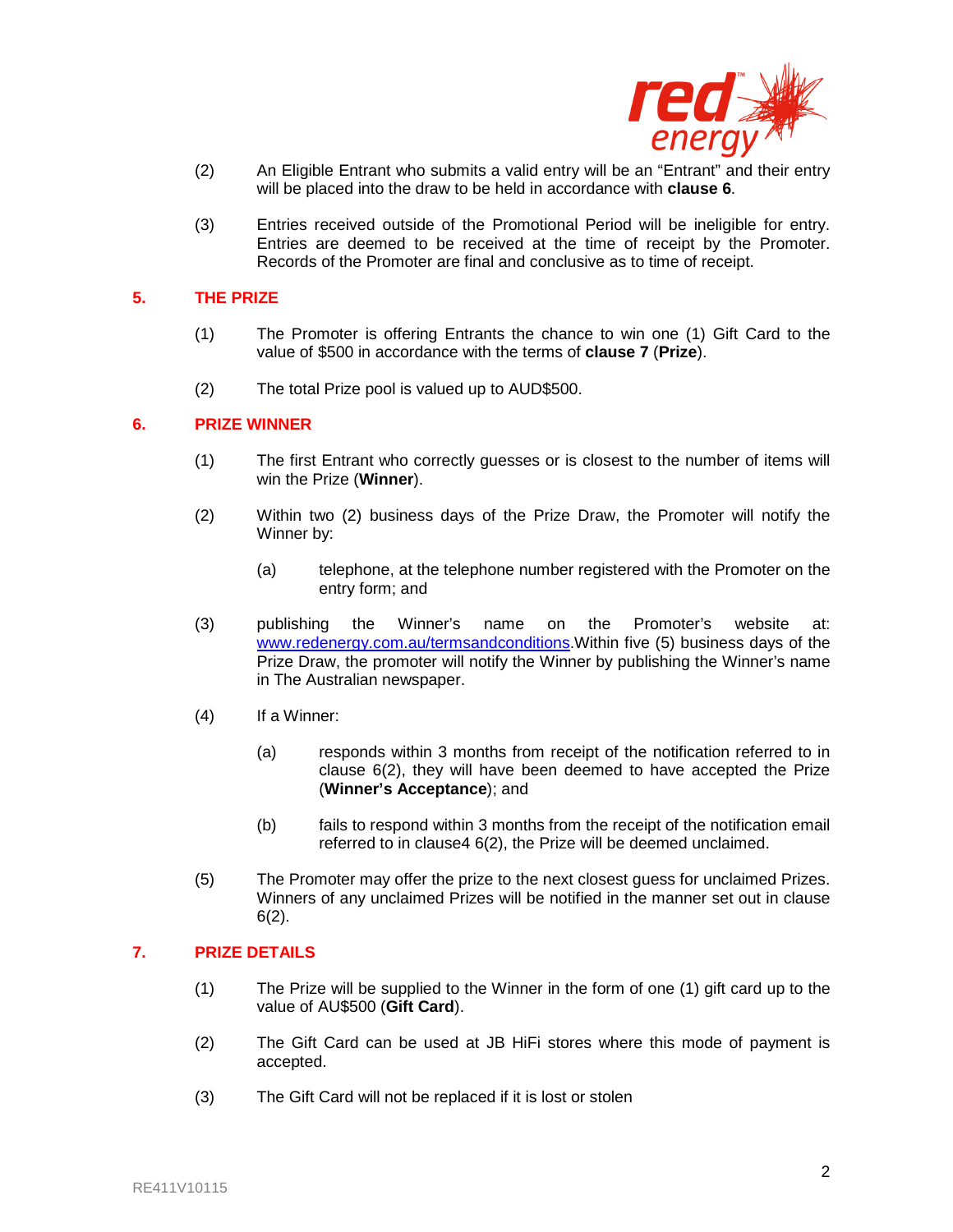(2) An Eligible Entrant who submits a valid entry will be an "Entrant" and their entry will be placed into the draw to be held in accordance with **clause 6**.

(3) Entries received outside of the Promotional Period will be ineligible for entry. Entries are deemed to be received at the time of receipt by the Promoter. Records of the Promoter are final and conclusive as to time of receipt.

## 5. THE PRIZE

(1) The Promoter is offering Entrants the chance to win one (1) Gift Card to the value of $500 in accordance with the terms of **clause 7** (**Prize**).

(2) The total Prize pool is valued up to AUD$500.

## 6. PRIZE WINNER

(1) The first Entrant who correctly guesses or is closest to the number of items will win the Prize (**Winner**).

(2) Within two (2) business days of the Prize Draw, the Promoter will notify the Winner by:

(a) telephone, at the telephone number registered with the Promoter on the entry form; and

(3) publishing the Winner's name on the Promoter's website at: www.redenergy.com.au/termsandconditions.Within five (5) business days of the Prize Draw, the promoter will notify the Winner by publishing the Winner's name in The Australian newspaper.

(4) If a Winner:

(a) responds within 3 months from receipt of the notification referred to in clause 6(2), they will have been deemed to have accepted the Prize (**Winner's Acceptance**); and

(b) fails to respond within 3 months from the receipt of the notification email referred to in clause4 6(2), the Prize will be deemed unclaimed.

(5) The Promoter may offer the prize to the next closest guess for unclaimed Prizes. Winners of any unclaimed Prizes will be notified in the manner set out in clause 6(2).

## 7. PRIZE DETAILS

(1) The Prize will be supplied to the Winner in the form of one (1) gift card up to the value of AU$500 (**Gift Card**).

(2) The Gift Card can be used at JB HiFi stores where this mode of payment is accepted.

(3) The Gift Card will not be replaced if it is lost or stolen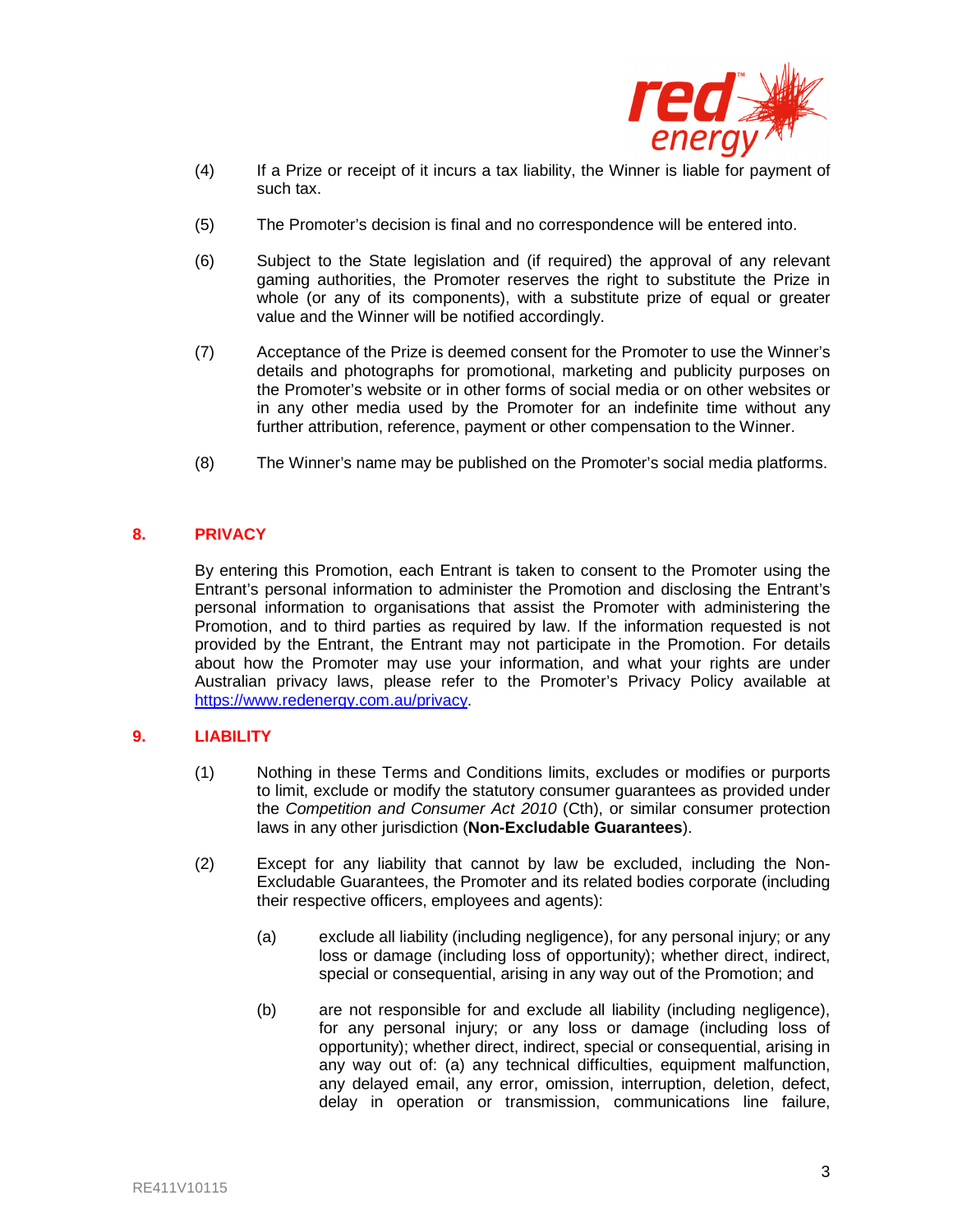(4) If a Prize or receipt of it incurs a tax liability, the Winner is liable for payment of such tax.

(5) The Promoter's decision is final and no correspondence will be entered into.

(6) Subject to the State legislation and (if required) the approval of any relevant gaming authorities, the Promoter reserves the right to substitute the Prize in whole (or any of its components), with a substitute prize of equal or greater value and the Winner will be notified accordingly.

(7) Acceptance of the Prize is deemed consent for the Promoter to use the Winner's details and photographs for promotional, marketing and publicity purposes on the Promoter's website or in other forms of social media or on other websites or in any other media used by the Promoter for an indefinite time without any further attribution, reference, payment or other compensation to the Winner.

(8) The Winner's name may be published on the Promoter's social media platforms.

## 8. PRIVACY

By entering this Promotion, each Entrant is taken to consent to the Promoter using the Entrant's personal information to administer the Promotion and disclosing the Entrant's personal information to organisations that assist the Promoter with administering the Promotion, and to third parties as required by law. If the information requested is not provided by the Entrant, the Entrant may not participate in the Promotion. For details about how the Promoter may use your information, and what your rights are under Australian privacy laws, please refer to the Promoter's Privacy Policy available at [https://www.redenergy.com.au/privacy](https://www.redenergy.com.au/privacy).

## 9. LIABILITY

(1) Nothing in these Terms and Conditions limits, excludes or modifies or purports to limit, exclude or modify the statutory consumer guarantees as provided under the *Competition and Consumer Act 2010* (Cth), or similar consumer protection laws in any other jurisdiction (**Non-Excludable Guarantees**).

(2) Except for any liability that cannot by law be excluded, including the Non-Excludable Guarantees, the Promoter and its related bodies corporate (including their respective officers, employees and agents):

(a) exclude all liability (including negligence), for any personal injury; or any loss or damage (including loss of opportunity); whether direct, indirect, special or consequential, arising in any way out of the Promotion; and

(b) are not responsible for and exclude all liability (including negligence), for any personal injury; or any loss or damage (including loss of opportunity); whether direct, indirect, special or consequential, arising in any way out of: (a) any technical difficulties, equipment malfunction, any delayed email, any error, omission, interruption, deletion, defect, delay in operation or transmission, communications line failure,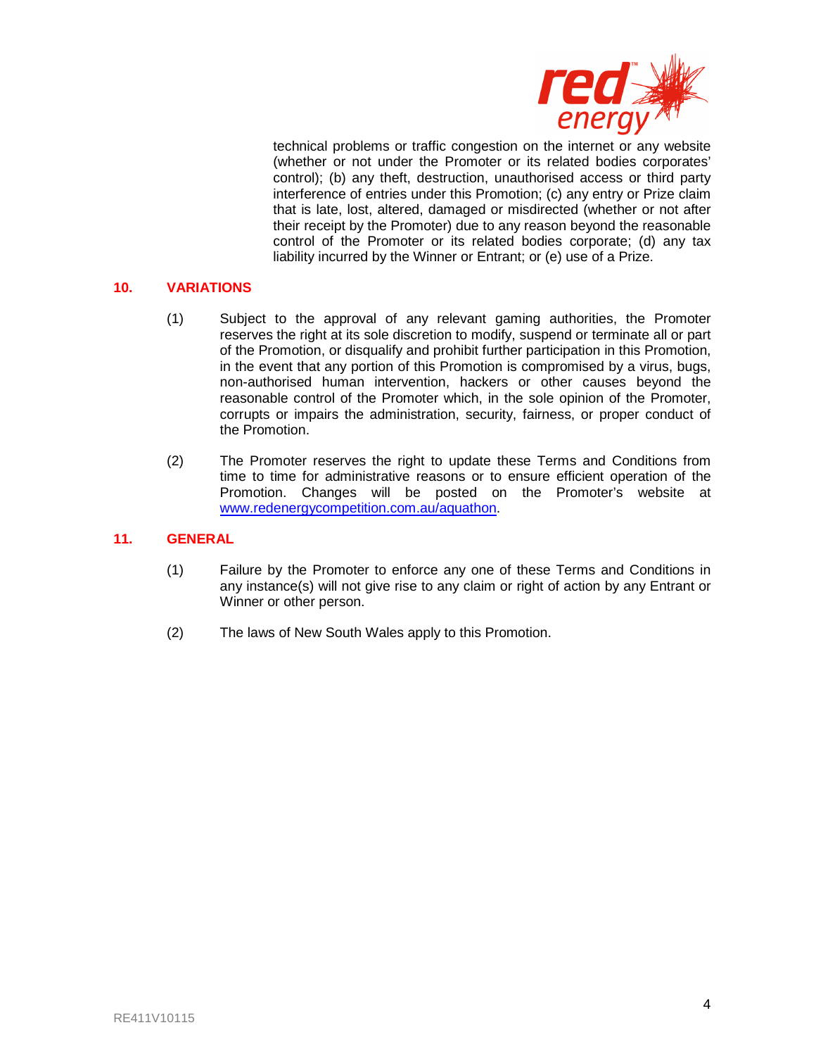technical problems or traffic congestion on the internet or any website (whether or not under the Promoter or its related bodies corporates' control); (b) any theft, destruction, unauthorised access or third party interference of entries under this Promotion; (c) any entry or Prize claim that is late, lost, altered, damaged or misdirected (whether or not after their receipt by the Promoter) due to any reason beyond the reasonable control of the Promoter or its related bodies corporate; (d) any tax liability incurred by the Winner or Entrant; or (e) use of a Prize.

## 10. VARIATIONS

(1) Subject to the approval of any relevant gaming authorities, the Promoter reserves the right at its sole discretion to modify, suspend or terminate all or part of the Promotion, or disqualify and prohibit further participation in this Promotion, in the event that any portion of this Promotion is compromised by a virus, bugs, non-authorised human intervention, hackers or other causes beyond the reasonable control of the Promoter which, in the sole opinion of the Promoter, corrupts or impairs the administration, security, fairness, or proper conduct of the Promotion.

(2) The Promoter reserves the right to update these Terms and Conditions from time to time for administrative reasons or to ensure efficient operation of the Promotion. Changes will be posted on the Promoter's website at www.redenergycompetition.com.au/aquathon.

## 11. GENERAL

(1) Failure by the Promoter to enforce any one of these Terms and Conditions in any instance(s) will not give rise to any claim or right of action by any Entrant or Winner or other person.

(2) The laws of New South Wales apply to this Promotion.